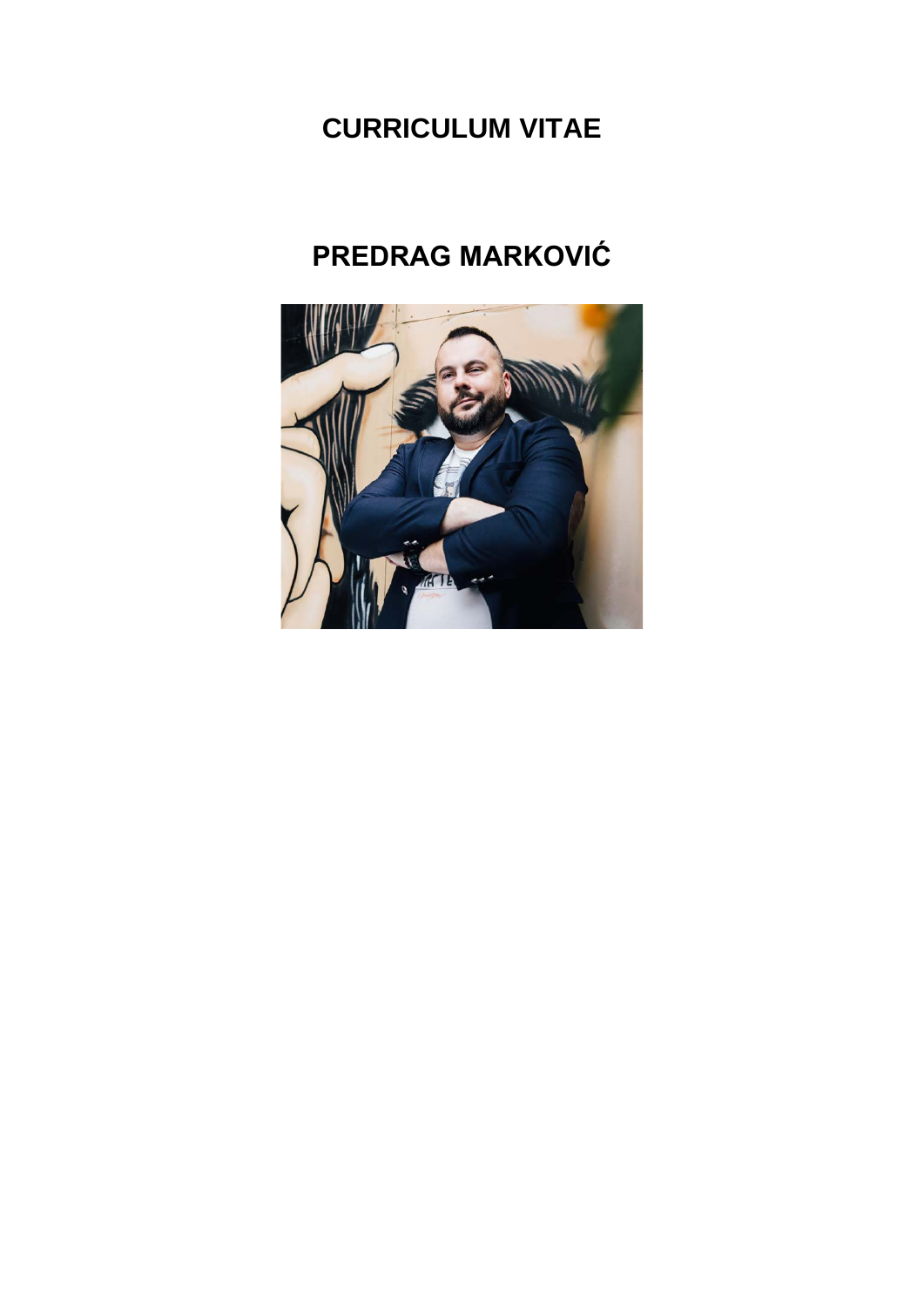# CURRICULUM VITAE

# PREDRAG MARKOVIĆ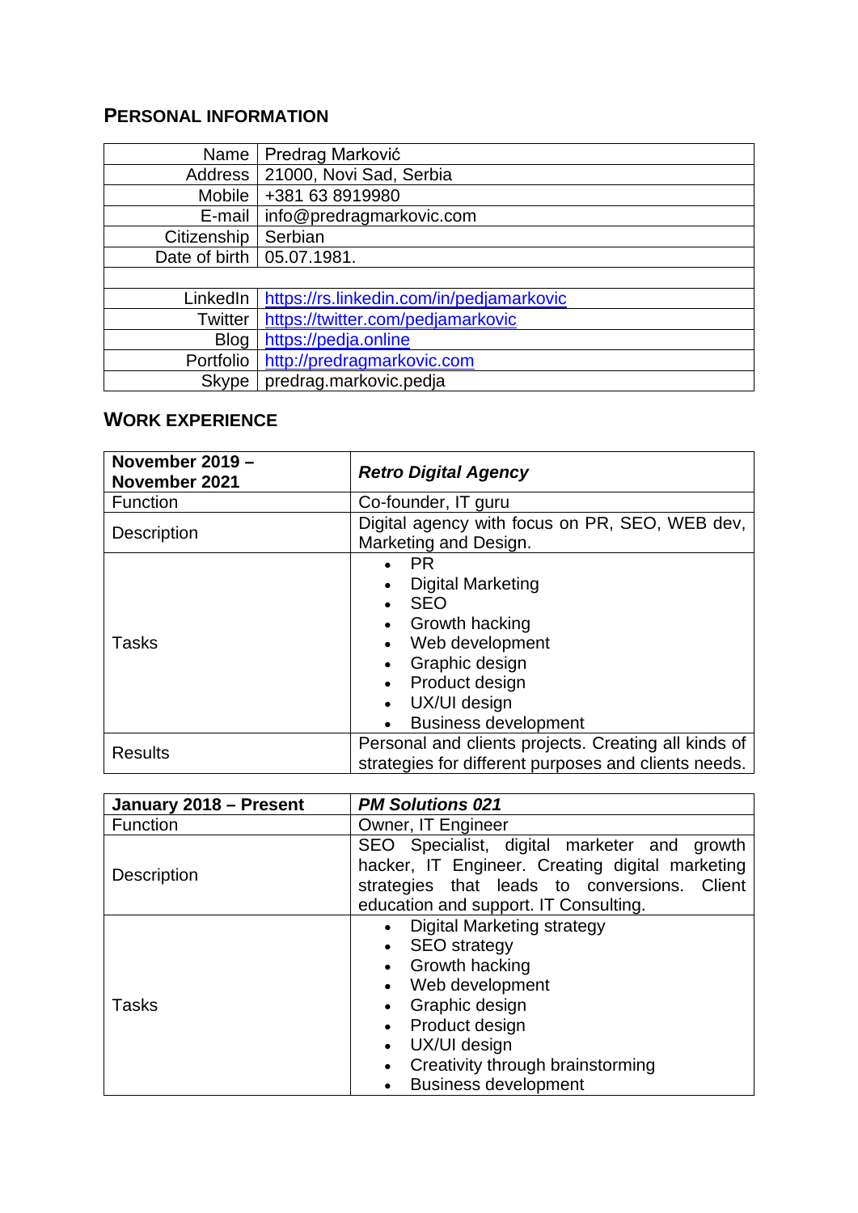## PERSONAL INFORMATION

| | |
|---:|---|
| Name | Predrag Marković |
| Address | 21000, Novi Sad, Serbia |
| Mobile | +381 63 8919980 |
| E-mail | info@predragmarkovic.com |
| Citizenship | Serbian |
| Date of birth | 05.07.1981. |
| | |
| LinkedIn | https://rs.linkedin.com/in/pedjamarkovic |
| Twitter | https://twitter.com/pedjamarkovic |
| Blog | https://pedja.online |
| Portfolio | http://predragmarkovic.com |
| Skype | predrag.markovic.pedja |

## WORK EXPERIENCE

| **November 2019 – November 2021** | ***Retro Digital Agency*** |
|---|---|
| Function | Co-founder, IT guru |
| Description | Digital agency with focus on PR, SEO, WEB dev, Marketing and Design. |
| Tasks | • PR<br>• Digital Marketing<br>• SEO<br>• Growth hacking<br>• Web development<br>• Graphic design<br>• Product design<br>• UX/UI design<br>• Business development |
| Results | Personal and clients projects. Creating all kinds of strategies for different purposes and clients needs. |

| **January 2018 – Present** | ***PM Solutions 021*** |
|---|---|
| Function | Owner, IT Engineer |
| Description | SEO Specialist, digital marketer and growth hacker, IT Engineer. Creating digital marketing strategies that leads to conversions. Client education and support. IT Consulting. |
| Tasks | • Digital Marketing strategy<br>• SEO strategy<br>• Growth hacking<br>• Web development<br>• Graphic design<br>• Product design<br>• UX/UI design<br>• Creativity through brainstorming<br>• Business development |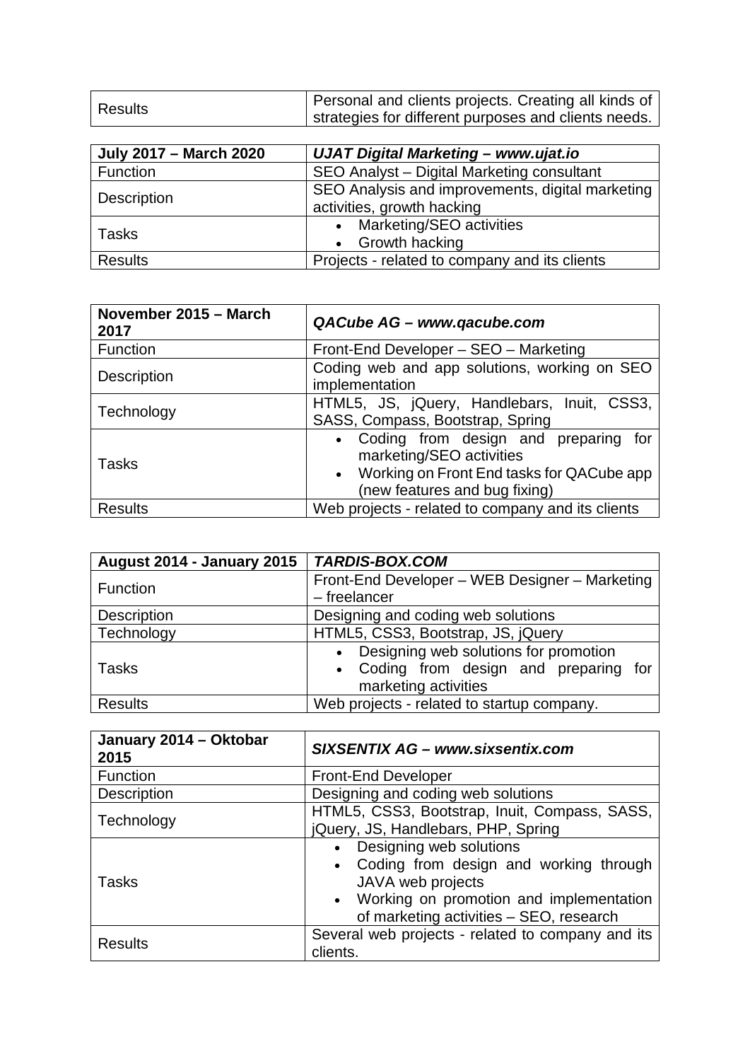| Results | Personal and clients projects. Creating all kinds of strategies for different purposes and clients needs. |
|---|---|

| **July 2017 – March 2020** | ***UJAT Digital Marketing – www.ujat.io*** |
|---|---|
| Function | SEO Analyst – Digital Marketing consultant |
| Description | SEO Analysis and improvements, digital marketing activities, growth hacking |
| Tasks | • Marketing/SEO activities<br>• Growth hacking |
| Results | Projects - related to company and its clients |

| **November 2015 – March 2017** | ***QACube AG – www.qacube.com*** |
|---|---|
| Function | Front-End Developer – SEO – Marketing |
| Description | Coding web and app solutions, working on SEO implementation |
| Technology | HTML5, JS, jQuery, Handlebars, Inuit, CSS3, SASS, Compass, Bootstrap, Spring |
| Tasks | • Coding from design and preparing for marketing/SEO activities<br>• Working on Front End tasks for QACube app (new features and bug fixing) |
| Results | Web projects - related to company and its clients |

| **August 2014 - January 2015** | ***TARDIS-BOX.COM*** |
|---|---|
| Function | Front-End Developer – WEB Designer – Marketing – freelancer |
| Description | Designing and coding web solutions |
| Technology | HTML5, CSS3, Bootstrap, JS, jQuery |
| Tasks | • Designing web solutions for promotion<br>• Coding from design and preparing for marketing activities |
| Results | Web projects - related to startup company. |

| **January 2014 – Oktobar 2015** | ***SIXSENTIX AG – www.sixsentix.com*** |
|---|---|
| Function | Front-End Developer |
| Description | Designing and coding web solutions |
| Technology | HTML5, CSS3, Bootstrap, Inuit, Compass, SASS, jQuery, JS, Handlebars, PHP, Spring |
| Tasks | • Designing web solutions<br>• Coding from design and working through JAVA web projects<br>• Working on promotion and implementation of marketing activities – SEO, research |
| Results | Several web projects - related to company and its clients. |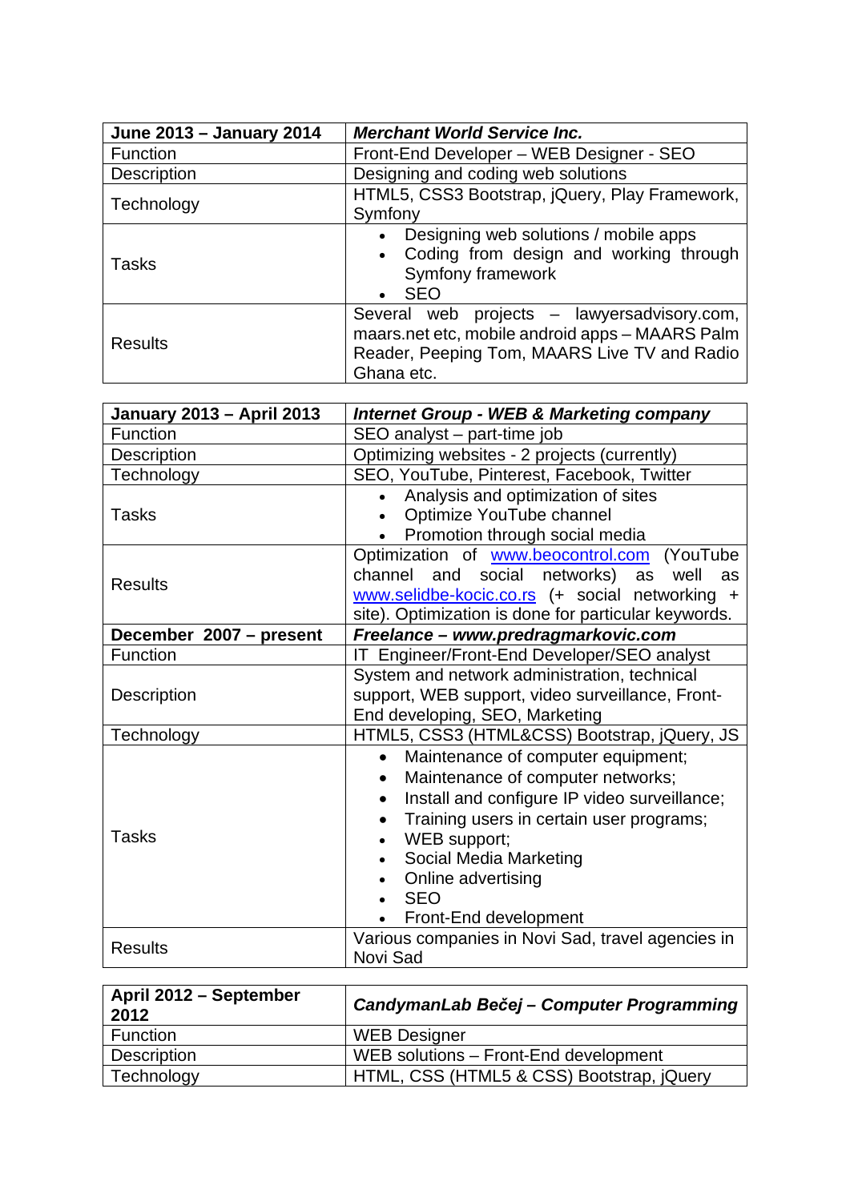| **June 2013 – January 2014** | ***Merchant World Service Inc.*** |
| --- | --- |
| Function | Front-End Developer – WEB Designer - SEO |
| Description | Designing and coding web solutions |
| Technology | HTML5, CSS3 Bootstrap, jQuery, Play Framework, Symfony |
| Tasks | • Designing web solutions / mobile apps<br>• Coding from design and working through Symfony framework<br>• SEO |
| Results | Several web projects – lawyersadvisory.com, maars.net etc, mobile android apps – MAARS Palm Reader, Peeping Tom, MAARS Live TV and Radio Ghana etc. |

| **January 2013 – April 2013** | ***Internet Group - WEB & Marketing company*** |
| --- | --- |
| Function | SEO analyst – part-time job |
| Description | Optimizing websites - 2 projects (currently) |
| Technology | SEO, YouTube, Pinterest, Facebook, Twitter |
| Tasks | • Analysis and optimization of sites<br>• Optimize YouTube channel<br>• Promotion through social media |
| Results | Optimization of www.beocontrol.com (YouTube channel and social networks) as well as www.selidbe-kocic.co.rs (+ social networking + site). Optimization is done for particular keywords. |
| **December 2007 – present** | ***Freelance – www.predragmarkovic.com*** |
| Function | IT Engineer/Front-End Developer/SEO analyst |
| Description | System and network administration, technical support, WEB support, video surveillance, Front-End developing, SEO, Marketing |
| Technology | HTML5, CSS3 (HTML&CSS) Bootstrap, jQuery, JS |
| Tasks | • Maintenance of computer equipment;<br>• Maintenance of computer networks;<br>• Install and configure IP video surveillance;<br>• Training users in certain user programs;<br>• WEB support;<br>• Social Media Marketing<br>• Online advertising<br>• SEO<br>• Front-End development |
| Results | Various companies in Novi Sad, travel agencies in Novi Sad |

| **April 2012 – September 2012** | ***CandymanLab Bečej – Computer Programming*** |
| --- | --- |
| Function | WEB Designer |
| Description | WEB solutions – Front-End development |
| Technology | HTML, CSS (HTML5 & CSS) Bootstrap, jQuery |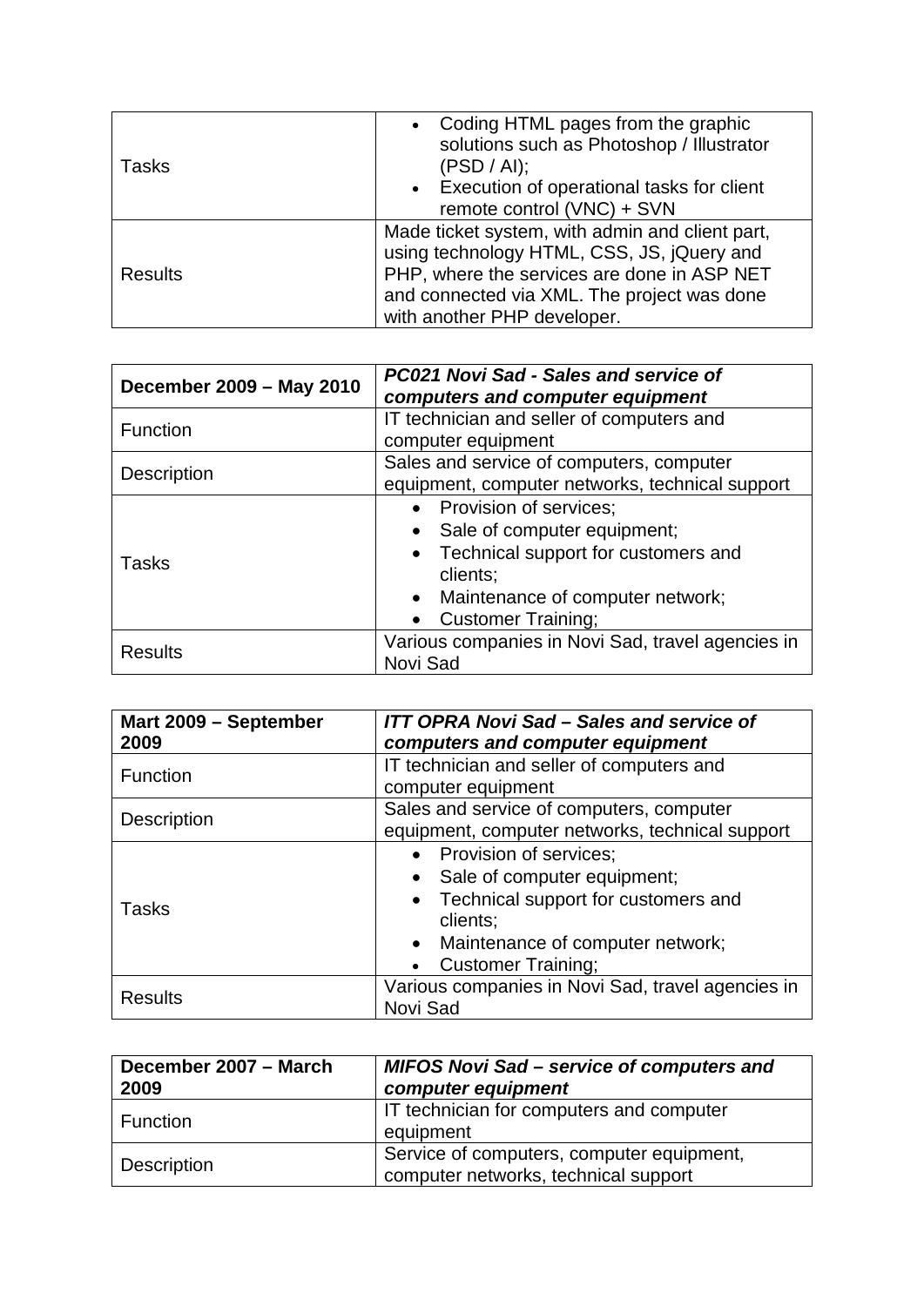| | |
|---|---|
| Tasks | • Coding HTML pages from the graphic solutions such as Photoshop / Illustrator (PSD / AI);<br>• Execution of operational tasks for client remote control (VNC) + SVN |
| Results | Made ticket system, with admin and client part, using technology HTML, CSS, JS, jQuery and PHP, where the services are done in ASP NET and connected via XML. The project was done with another PHP developer. |

| **December 2009 – May 2010** | ***PC021 Novi Sad - Sales and service of computers and computer equipment*** |
|---|---|
| Function | IT technician and seller of computers and computer equipment |
| Description | Sales and service of computers, computer equipment, computer networks, technical support |
| Tasks | • Provision of services;<br>• Sale of computer equipment;<br>• Technical support for customers and clients;<br>• Maintenance of computer network;<br>• Customer Training; |
| Results | Various companies in Novi Sad, travel agencies in Novi Sad |

| **Mart 2009 – September 2009** | ***ITT OPRA Novi Sad – Sales and service of computers and computer equipment*** |
|---|---|
| Function | IT technician and seller of computers and computer equipment |
| Description | Sales and service of computers, computer equipment, computer networks, technical support |
| Tasks | • Provision of services;<br>• Sale of computer equipment;<br>• Technical support for customers and clients;<br>• Maintenance of computer network;<br>• Customer Training; |
| Results | Various companies in Novi Sad, travel agencies in Novi Sad |

| **December 2007 – March 2009** | ***MIFOS Novi Sad – service of computers and computer equipment*** |
|---|---|
| Function | IT technician for computers and computer equipment |
| Description | Service of computers, computer equipment, computer networks, technical support |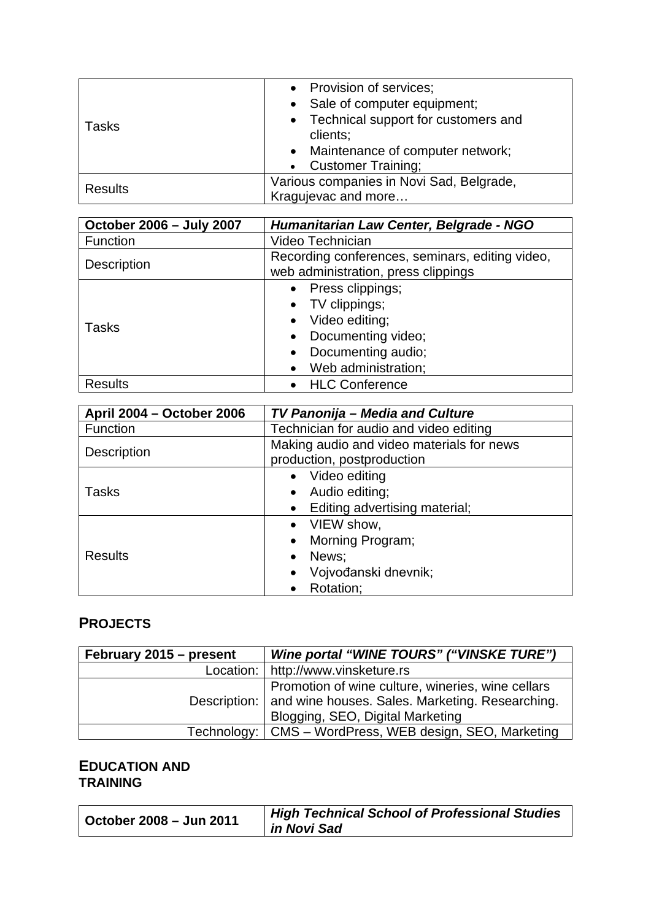| | |
|---|---|
| Tasks | • Provision of services;<br>• Sale of computer equipment;<br>• Technical support for customers and clients;<br>• Maintenance of computer network;<br>• Customer Training; |
| Results | Various companies in Novi Sad, Belgrade, Kragujevac and more… |

| **October 2006 – July 2007** | ***Humanitarian Law Center, Belgrade - NGO*** |
|---|---|
| Function | Video Technician |
| Description | Recording conferences, seminars, editing video, web administration, press clippings |
| Tasks | • Press clippings;<br>• TV clippings;<br>• Video editing;<br>• Documenting video;<br>• Documenting audio;<br>• Web administration; |
| Results | • HLC Conference |

| **April 2004 – October 2006** | ***TV Panonija – Media and Culture*** |
|---|---|
| Function | Technician for audio and video editing |
| Description | Making audio and video materials for news production, postproduction |
| Tasks | • Video editing<br>• Audio editing;<br>• Editing advertising material; |
| Results | • VIEW show,<br>• Morning Program;<br>• News;<br>• Vojvođanski dnevnik;<br>• Rotation; |

## PROJECTS

| **February 2015 – present** | ***Wine portal “WINE TOURS” (“VINSKE TURE”)*** |
|---|---|
| Location: | http://www.vinsketure.rs |
| Description: | Promotion of wine culture, wineries, wine cellars and wine houses. Sales. Marketing. Researching. Blogging, SEO, Digital Marketing |
| Technology: | CMS – WordPress, WEB design, SEO, Marketing |

## EDUCATION AND TRAINING

| **October 2008 – Jun 2011** | ***High Technical School of Professional Studies in Novi Sad*** |
|---|---|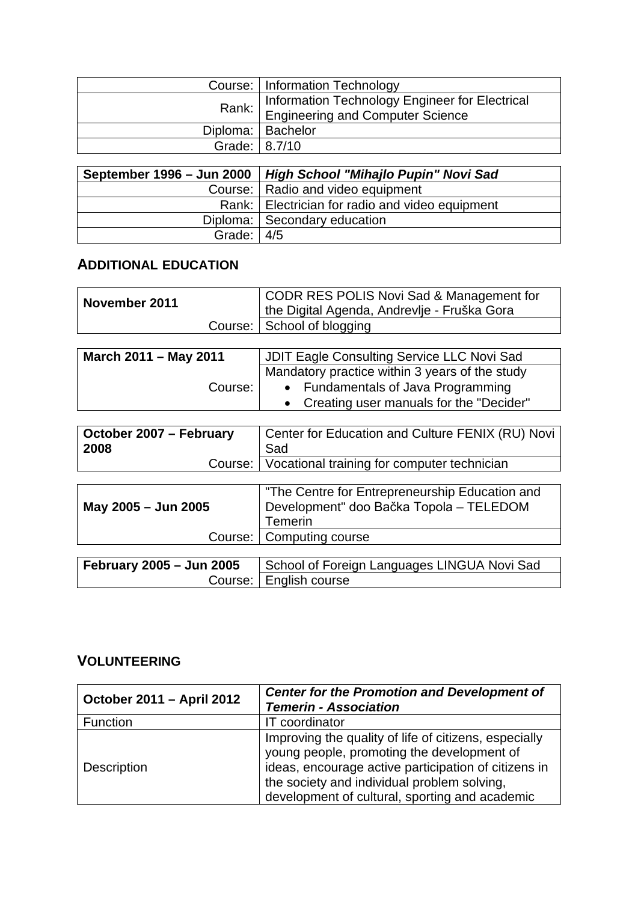| | |
|---|---|
| Course: | Information Technology |
| Rank: | Information Technology Engineer for Electrical Engineering and Computer Science |
| Diploma: | Bachelor |
| Grade: | 8.7/10 |

| **September 1996 – Jun 2000** | ***High School "Mihajlo Pupin" Novi Sad*** |
|---|---|
| Course: | Radio and video equipment |
| Rank: | Electrician for radio and video equipment |
| Diploma: | Secondary education |
| Grade: | 4/5 |

## ADDITIONAL EDUCATION

| **November 2011** | CODR RES POLIS Novi Sad & Management for the Digital Agenda, Andrevlje - Fruška Gora |
|---|---|
| Course: | School of blogging |

| **March 2011 – May 2011** | JDIT Eagle Consulting Service LLC Novi Sad |
|---|---|
| Course: | Mandatory practice within 3 years of the study<br>• Fundamentals of Java Programming<br>• Creating user manuals for the "Decider" |

| **October 2007 – February 2008** | Center for Education and Culture FENIX (RU) Novi Sad |
|---|---|
| Course: | Vocational training for computer technician |

| **May 2005 – Jun 2005** | "The Centre for Entrepreneurship Education and Development" doo Bačka Topola – TELEDOM Temerin |
|---|---|
| Course: | Computing course |

| **February 2005 – Jun 2005** | School of Foreign Languages LINGUA Novi Sad |
|---|---|
| Course: | English course |

## VOLUNTEERING

| **October 2011 – April 2012** | ***Center for the Promotion and Development of Temerin - Association*** |
|---|---|
| Function | IT coordinator |
| Description | Improving the quality of life of citizens, especially young people, promoting the development of ideas, encourage active participation of citizens in the society and individual problem solving, development of cultural, sporting and academic |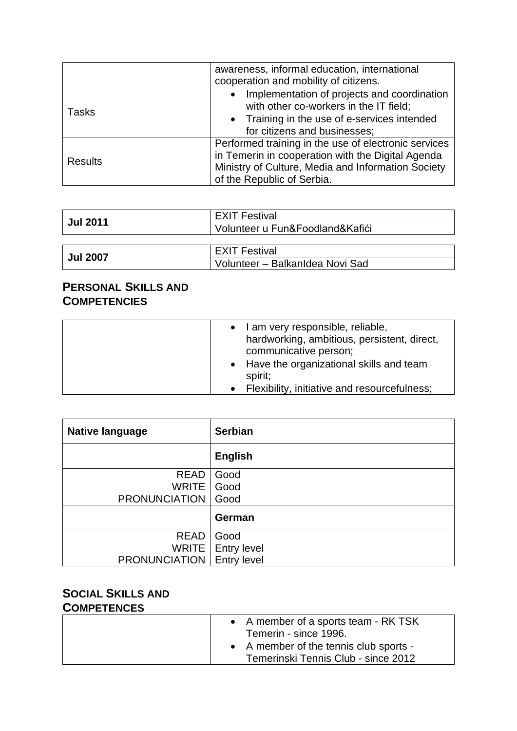| | |
|---|---|
| | awareness, informal education, international cooperation and mobility of citizens. |
| Tasks | • Implementation of projects and coordination with other co-workers in the IT field;<br>• Training in the use of e-services intended for citizens and businesses; |
| Results | Performed training in the use of electronic services in Temerin in cooperation with the Digital Agenda Ministry of Culture, Media and Information Society of the Republic of Serbia. |

| | |
|---|---|
| **Jul 2011** | EXIT Festival |
| | Volunteer u Fun&Foodland&Kafići |

| | |
|---|---|
| **Jul 2007** | EXIT Festival |
| | Volunteer – BalkanIdea Novi Sad |

## PERSONAL SKILLS AND COMPETENCIES

| | |
|---|---|
| | • I am very responsible, reliable, hardworking, ambitious, persistent, direct, communicative person;<br>• Have the organizational skills and team spirit;<br>• Flexibility, initiative and resourcefulness; |

| **Native language** | **Serbian** |
|---|---|
| | **English** |
| READ<br>WRITE<br>PRONUNCIATION | Good<br>Good<br>Good |
| | **German** |
| READ<br>WRITE<br>PRONUNCIATION | Good<br>Entry level<br>Entry level |

## SOCIAL SKILLS AND COMPETENCES

| | |
|---|---|
| | • A member of a sports team - RK TSK Temerin - since 1996.<br>• A member of the tennis club sports - Temerinski Tennis Club - since 2012 |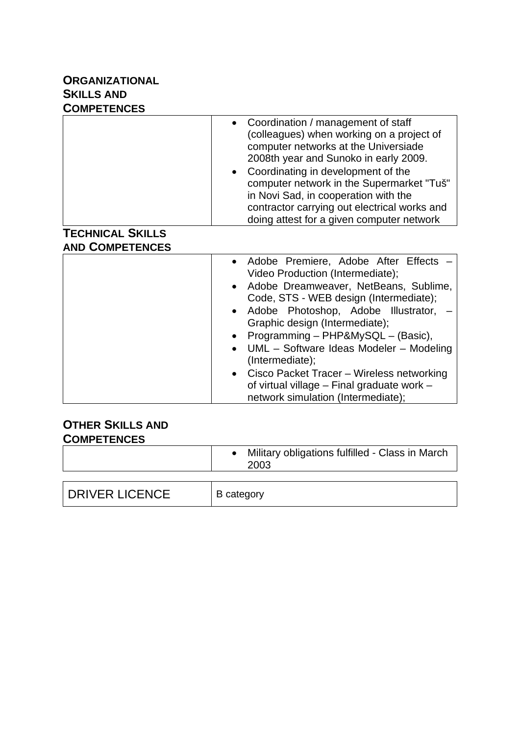## Organizational Skills and Competences

| | |
|---|---|
| | • Coordination / management of staff (colleagues) when working on a project of computer networks at the Universiade 2008th year and Sunoko in early 2009.<br>• Coordinating in development of the computer network in the Supermarket "Tuš" in Novi Sad, in cooperation with the contractor carrying out electrical works and doing attest for a given computer network |

## Technical Skills and Competences

| | |
|---|---|
| | • Adobe Premiere, Adobe After Effects – Video Production (Intermediate);<br>• Adobe Dreamweaver, NetBeans, Sublime, Code, STS - WEB design (Intermediate);<br>• Adobe Photoshop, Adobe Illustrator, – Graphic design (Intermediate);<br>• Programming – PHP&MySQL – (Basic),<br>• UML – Software Ideas Modeler – Modeling (Intermediate);<br>• Cisco Packet Tracer – Wireless networking of virtual village – Final graduate work – network simulation (Intermediate); |

## Other Skills and Competences

| | |
|---|---|
| | • Military obligations fulfilled - Class in March 2003 |

| | |
|---|---|
| DRIVER LICENCE | B category |